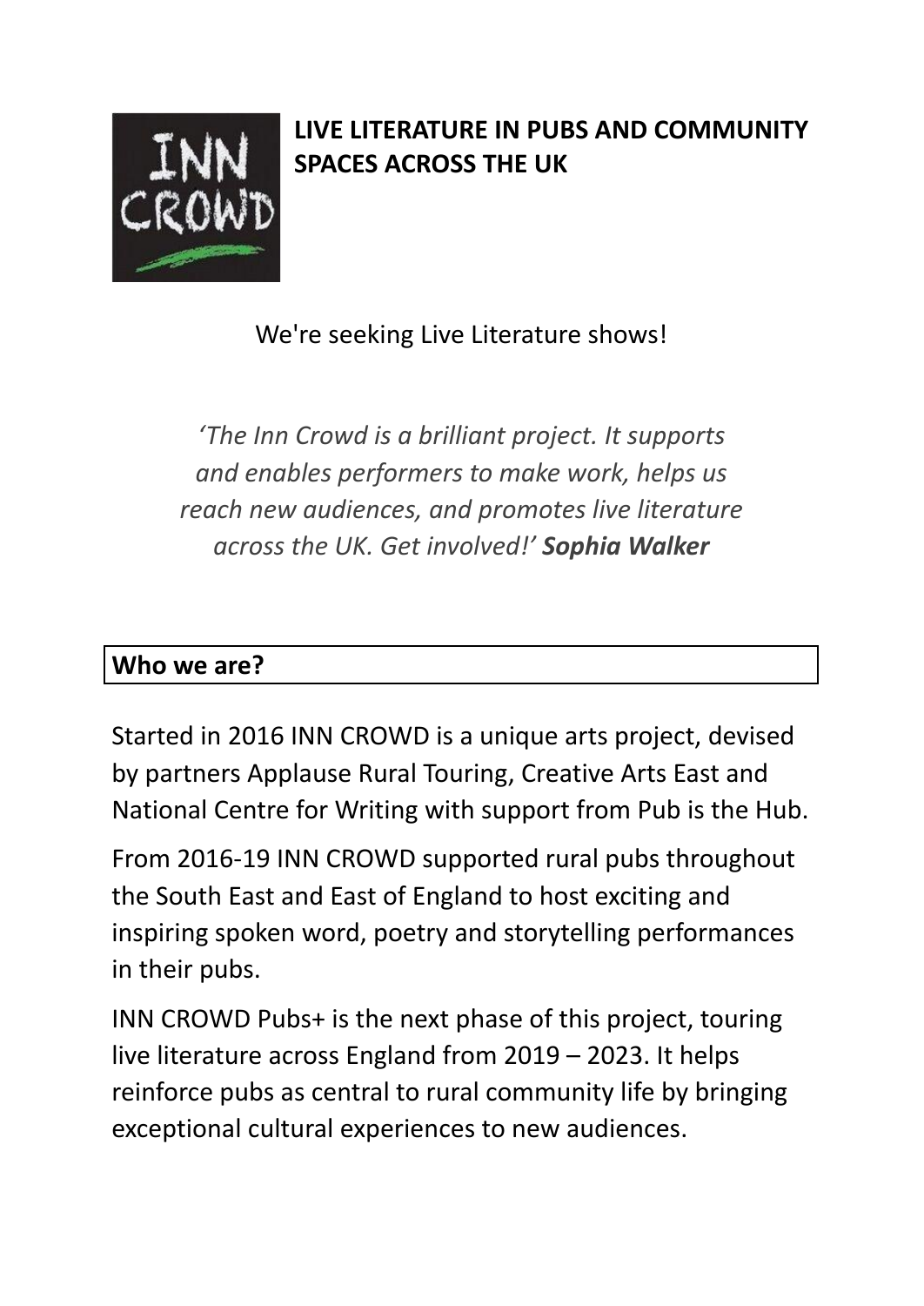# LIVE LITERATURE IN PUBS AND COMMUNITY SPACES ACROSS THE UK

We're seeking Live Literature shows!

*'The Inn Crowd is a brilliant project. It supports and enables performers to make work, helps us reach new audiences, and promotes live literature across the UK. Get involved!'* ***Sophia Walker***

## Who we are?

Started in 2016 INN CROWD is a unique arts project, devised by partners Applause Rural Touring, Creative Arts East and National Centre for Writing with support from Pub is the Hub.

From 2016-19 INN CROWD supported rural pubs throughout the South East and East of England to host exciting and inspiring spoken word, poetry and storytelling performances in their pubs.

INN CROWD Pubs+ is the next phase of this project, touring live literature across England from 2019 – 2023. It helps reinforce pubs as central to rural community life by bringing exceptional cultural experiences to new audiences.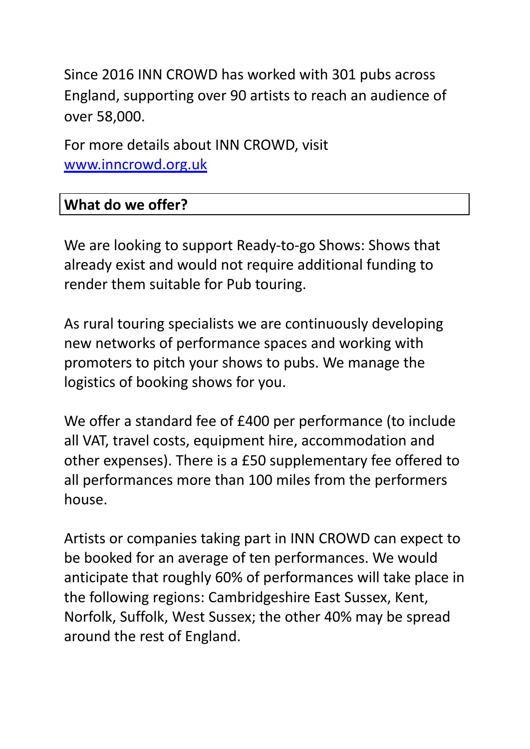Since 2016 INN CROWD has worked with 301 pubs across England, supporting over 90 artists to reach an audience of over 58,000.

For more details about INN CROWD, visit [www.inncrowd.org.uk](http://www.inncrowd.org.uk)

## What do we offer?

We are looking to support Ready-to-go Shows: Shows that already exist and would not require additional funding to render them suitable for Pub touring.

As rural touring specialists we are continuously developing new networks of performance spaces and working with promoters to pitch your shows to pubs. We manage the logistics of booking shows for you.

We offer a standard fee of £400 per performance (to include all VAT, travel costs, equipment hire, accommodation and other expenses). There is a £50 supplementary fee offered to all performances more than 100 miles from the performers house.

Artists or companies taking part in INN CROWD can expect to be booked for an average of ten performances. We would anticipate that roughly 60% of performances will take place in the following regions: Cambridgeshire East Sussex, Kent, Norfolk, Suffolk, West Sussex; the other 40% may be spread around the rest of England.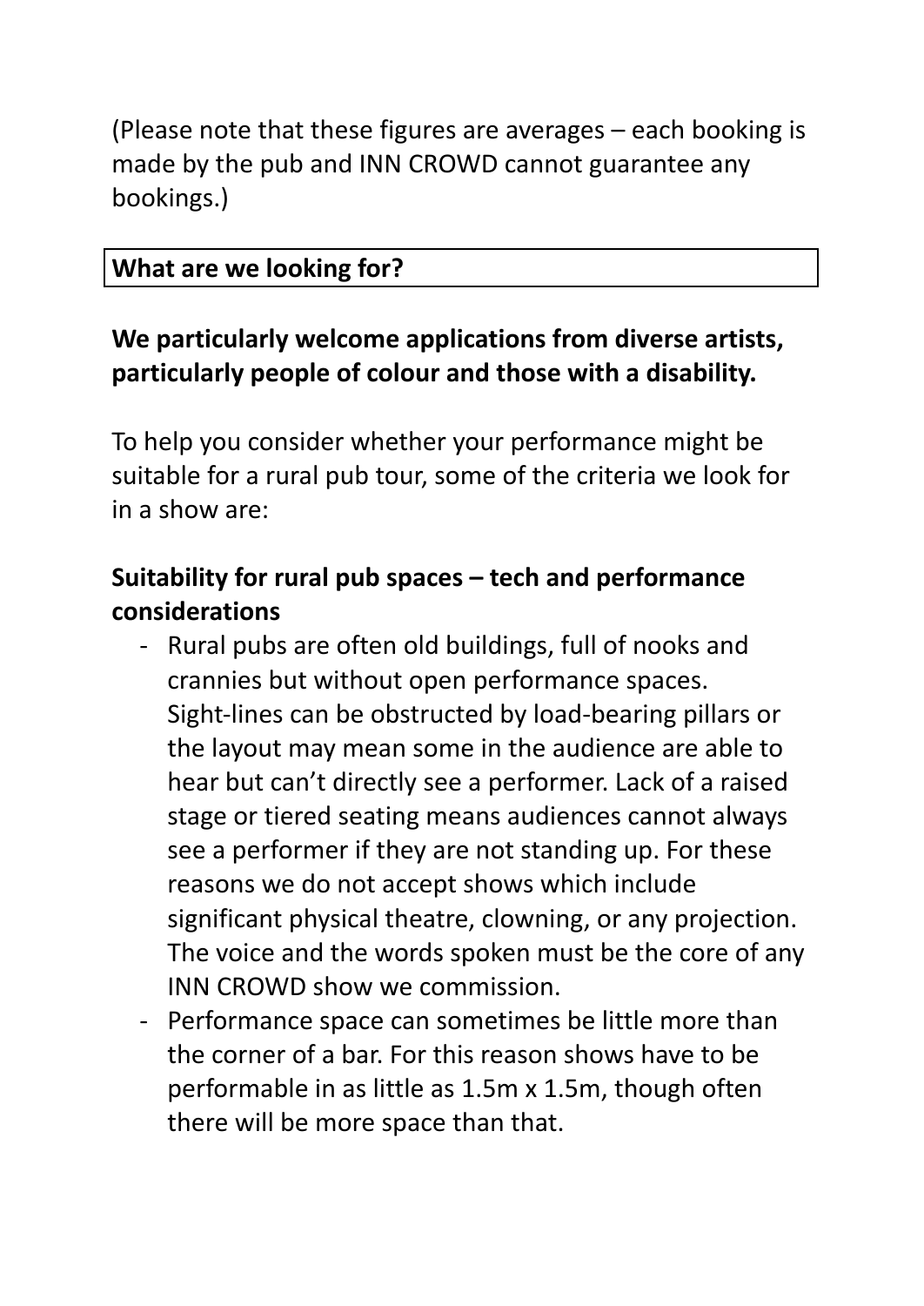(Please note that these figures are averages – each booking is made by the pub and INN CROWD cannot guarantee any bookings.)

## What are we looking for?

**We particularly welcome applications from diverse artists, particularly people of colour and those with a disability.**

To help you consider whether your performance might be suitable for a rural pub tour, some of the criteria we look for in a show are:

### Suitability for rural pub spaces – tech and performance considerations

- Rural pubs are often old buildings, full of nooks and crannies but without open performance spaces. Sight-lines can be obstructed by load-bearing pillars or the layout may mean some in the audience are able to hear but can't directly see a performer. Lack of a raised stage or tiered seating means audiences cannot always see a performer if they are not standing up. For these reasons we do not accept shows which include significant physical theatre, clowning, or any projection. The voice and the words spoken must be the core of any INN CROWD show we commission.
- Performance space can sometimes be little more than the corner of a bar. For this reason shows have to be performable in as little as 1.5m x 1.5m, though often there will be more space than that.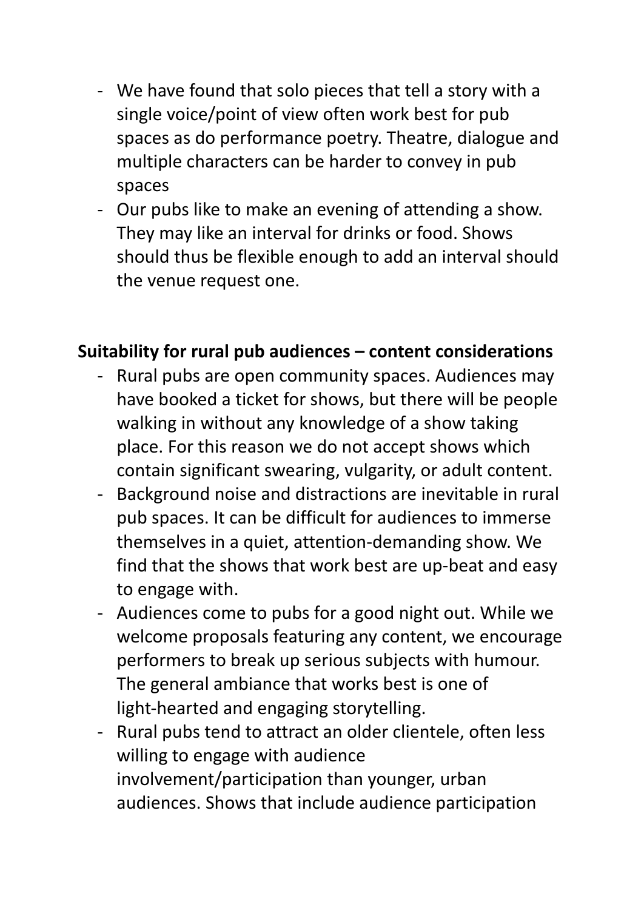- We have found that solo pieces that tell a story with a single voice/point of view often work best for pub spaces as do performance poetry. Theatre, dialogue and multiple characters can be harder to convey in pub spaces
- Our pubs like to make an evening of attending a show. They may like an interval for drinks or food. Shows should thus be flexible enough to add an interval should the venue request one.

**Suitability for rural pub audiences – content considerations**

- Rural pubs are open community spaces. Audiences may have booked a ticket for shows, but there will be people walking in without any knowledge of a show taking place. For this reason we do not accept shows which contain significant swearing, vulgarity, or adult content.
- Background noise and distractions are inevitable in rural pub spaces. It can be difficult for audiences to immerse themselves in a quiet, attention-demanding show. We find that the shows that work best are up-beat and easy to engage with.
- Audiences come to pubs for a good night out. While we welcome proposals featuring any content, we encourage performers to break up serious subjects with humour. The general ambiance that works best is one of light-hearted and engaging storytelling.
- Rural pubs tend to attract an older clientele, often less willing to engage with audience involvement/participation than younger, urban audiences. Shows that include audience participation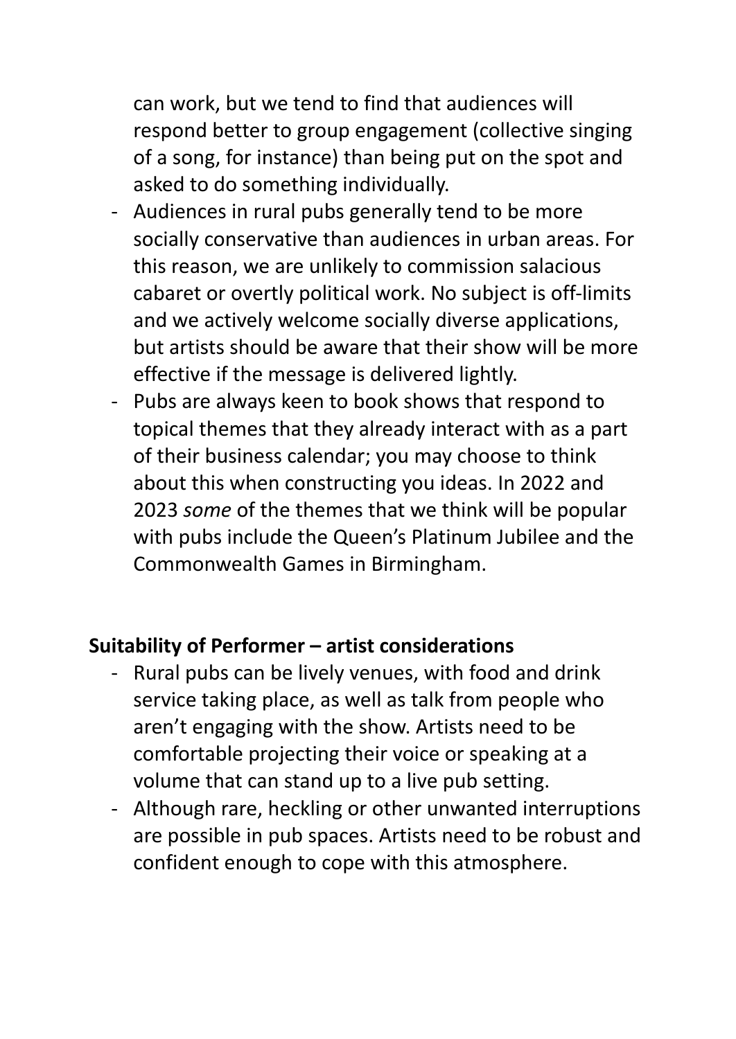can work, but we tend to find that audiences will respond better to group engagement (collective singing of a song, for instance) than being put on the spot and asked to do something individually.

- Audiences in rural pubs generally tend to be more socially conservative than audiences in urban areas. For this reason, we are unlikely to commission salacious cabaret or overtly political work. No subject is off-limits and we actively welcome socially diverse applications, but artists should be aware that their show will be more effective if the message is delivered lightly.
- Pubs are always keen to book shows that respond to topical themes that they already interact with as a part of their business calendar; you may choose to think about this when constructing you ideas. In 2022 and 2023 *some* of the themes that we think will be popular with pubs include the Queen's Platinum Jubilee and the Commonwealth Games in Birmingham.

**Suitability of Performer – artist considerations**

- Rural pubs can be lively venues, with food and drink service taking place, as well as talk from people who aren't engaging with the show. Artists need to be comfortable projecting their voice or speaking at a volume that can stand up to a live pub setting.
- Although rare, heckling or other unwanted interruptions are possible in pub spaces. Artists need to be robust and confident enough to cope with this atmosphere.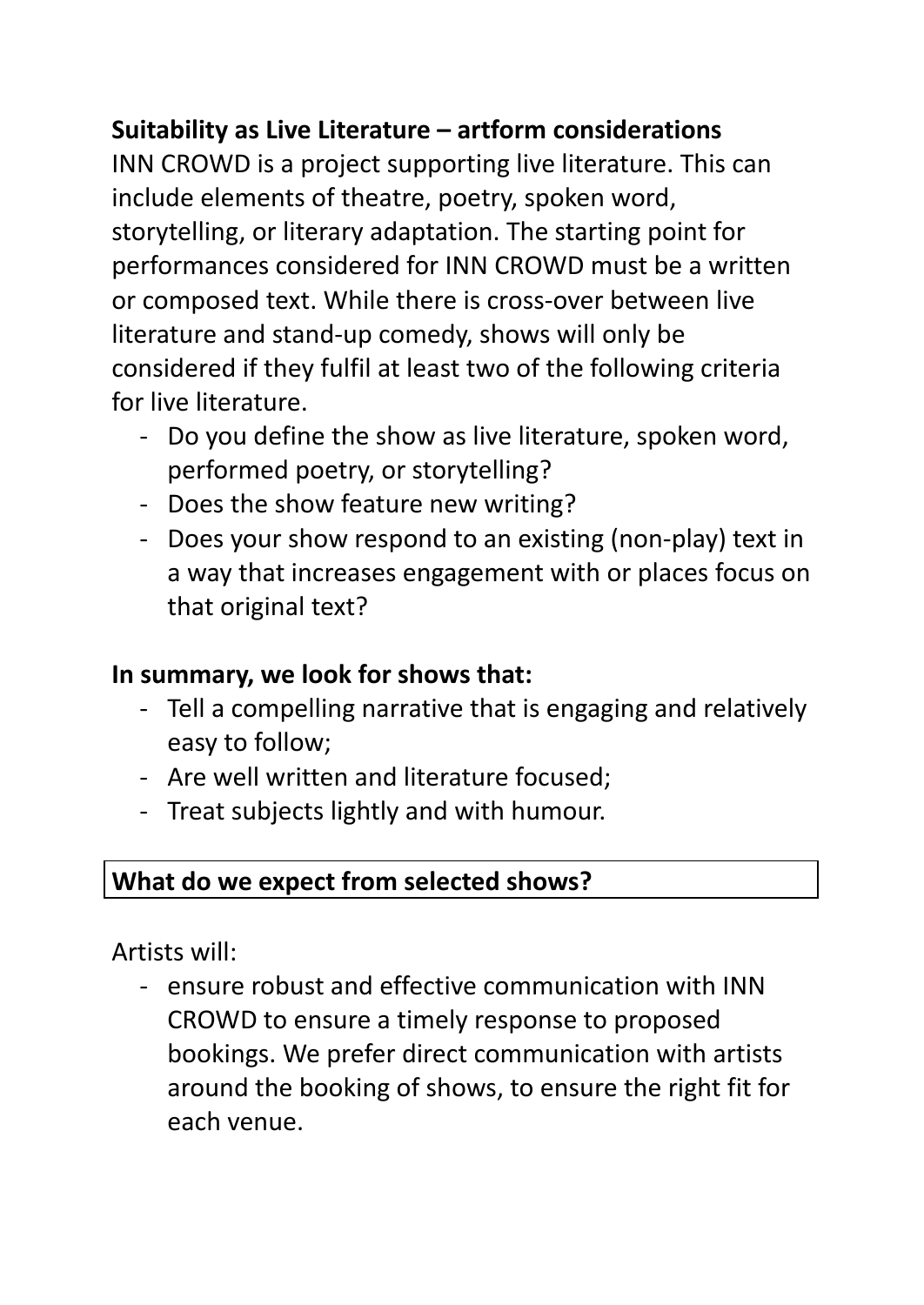**Suitability as Live Literature – artform considerations**

INN CROWD is a project supporting live literature. This can include elements of theatre, poetry, spoken word, storytelling, or literary adaptation. The starting point for performances considered for INN CROWD must be a written or composed text. While there is cross-over between live literature and stand-up comedy, shows will only be considered if they fulfil at least two of the following criteria for live literature.

- Do you define the show as live literature, spoken word, performed poetry, or storytelling?
- Does the show feature new writing?
- Does your show respond to an existing (non-play) text in a way that increases engagement with or places focus on that original text?

**In summary, we look for shows that:**

- Tell a compelling narrative that is engaging and relatively easy to follow;
- Are well written and literature focused;
- Treat subjects lightly and with humour.

**What do we expect from selected shows?**

Artists will:

- ensure robust and effective communication with INN CROWD to ensure a timely response to proposed bookings. We prefer direct communication with artists around the booking of shows, to ensure the right fit for each venue.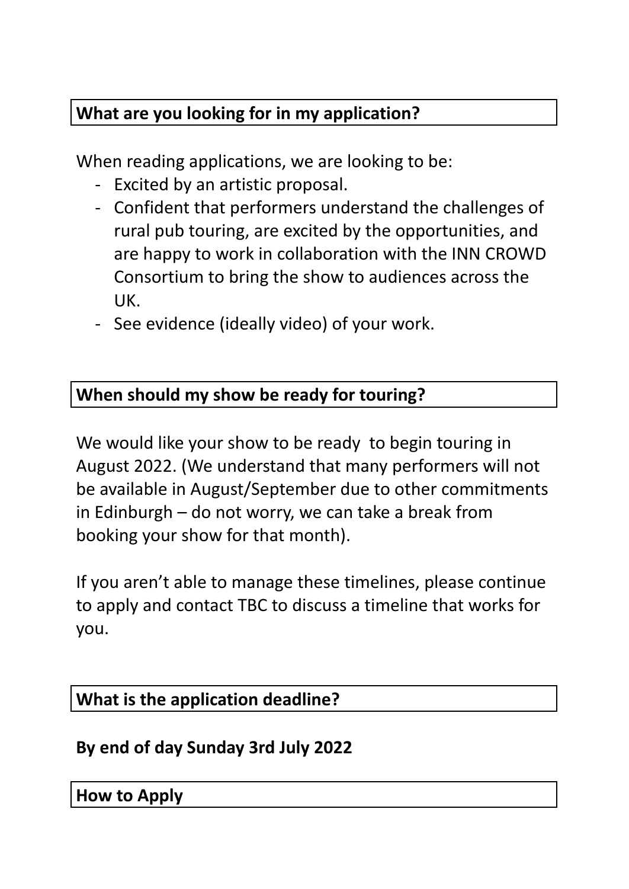## What are you looking for in my application?

When reading applications, we are looking to be:

- Excited by an artistic proposal.
- Confident that performers understand the challenges of rural pub touring, are excited by the opportunities, and are happy to work in collaboration with the INN CROWD Consortium to bring the show to audiences across the UK.
- See evidence (ideally video) of your work.

## When should my show be ready for touring?

We would like your show to be ready to begin touring in August 2022. (We understand that many performers will not be available in August/September due to other commitments in Edinburgh – do not worry, we can take a break from booking your show for that month).

If you aren't able to manage these timelines, please continue to apply and contact TBC to discuss a timeline that works for you.

## What is the application deadline?

**By end of day Sunday 3rd July 2022**

## How to Apply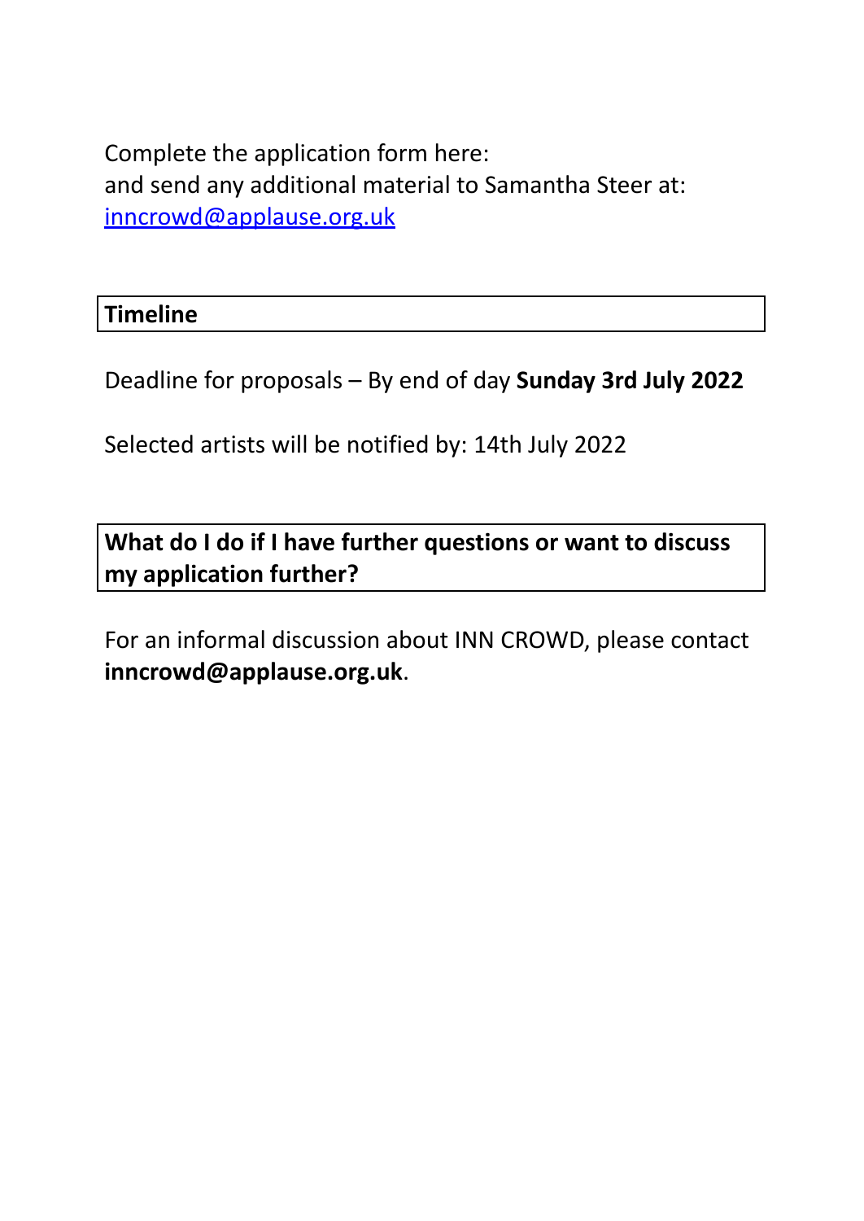Complete the application form here:
and send any additional material to Samantha Steer at:
inncrowd@applause.org.uk

## Timeline

Deadline for proposals – By end of day **Sunday 3rd July 2022**

Selected artists will be notified by: 14th July 2022

## What do I do if I have further questions or want to discuss my application further?

For an informal discussion about INN CROWD, please contact **inncrowd@applause.org.uk**.